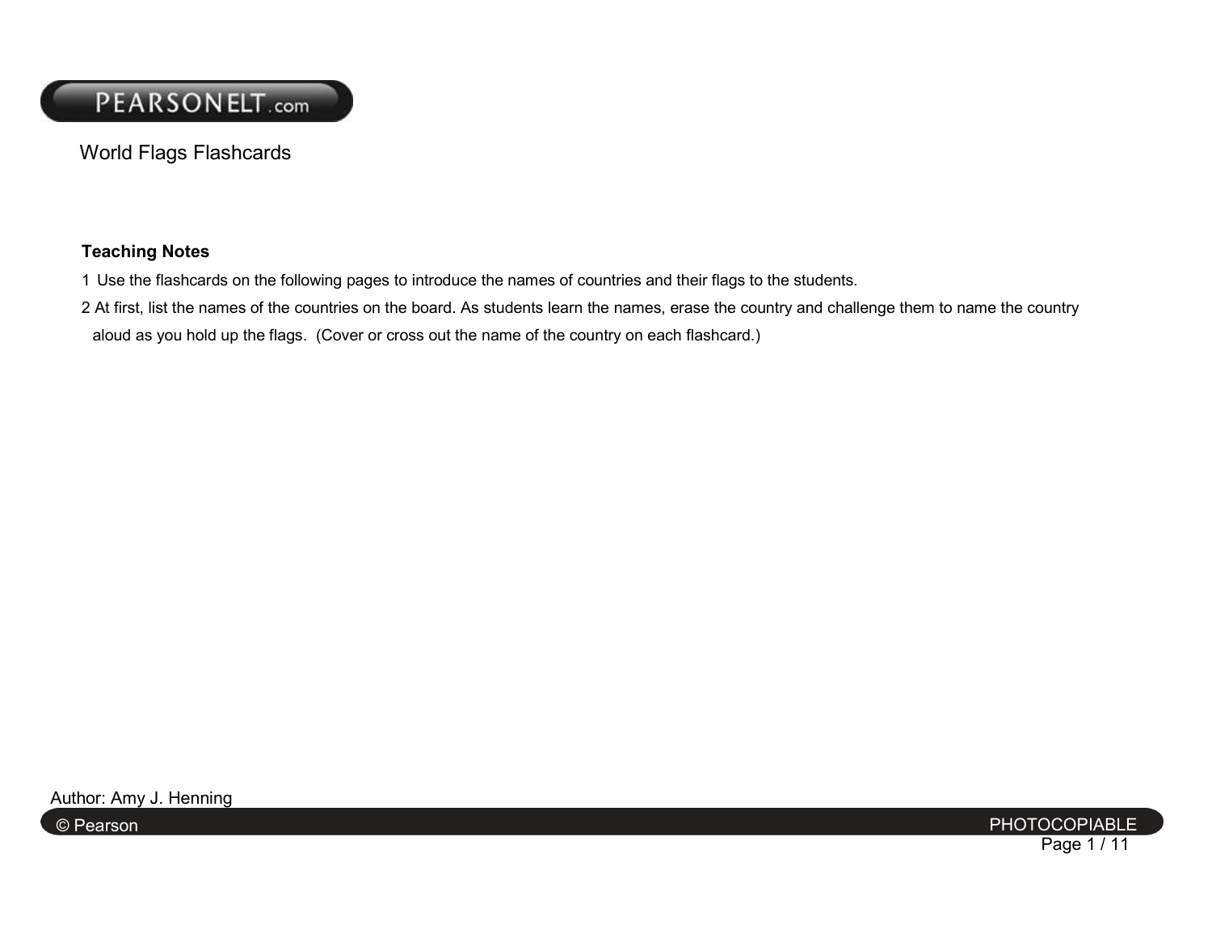# World Flags Flashcards

**Teaching Notes**

1 Use the flashcards on the following pages to introduce the names of countries and their flags to the students.

2 At first, list the names of the countries on the board. As students learn the names, erase the country and challenge them to name the country aloud as you hold up the flags. (Cover or cross out the name of the country on each flashcard.)

Author: Amy J. Henning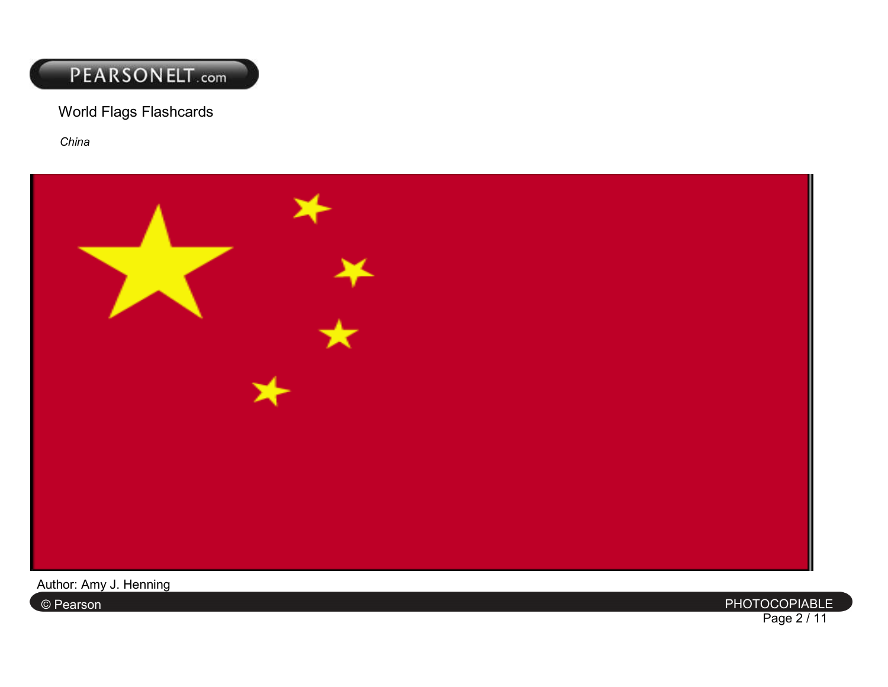World Flags Flashcards

*China*

Author: Amy J. Henning

© Pearson

PHOTOCOPIABLE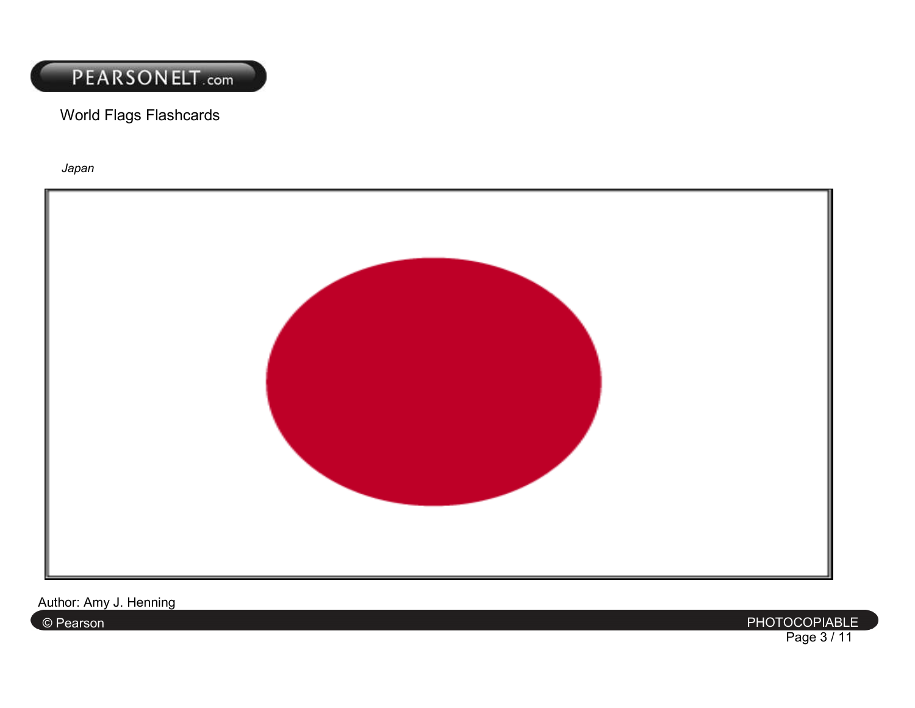World Flags Flashcards

*Japan*

Author: Amy J. Henning

© Pearson

PHOTOCOPIABLE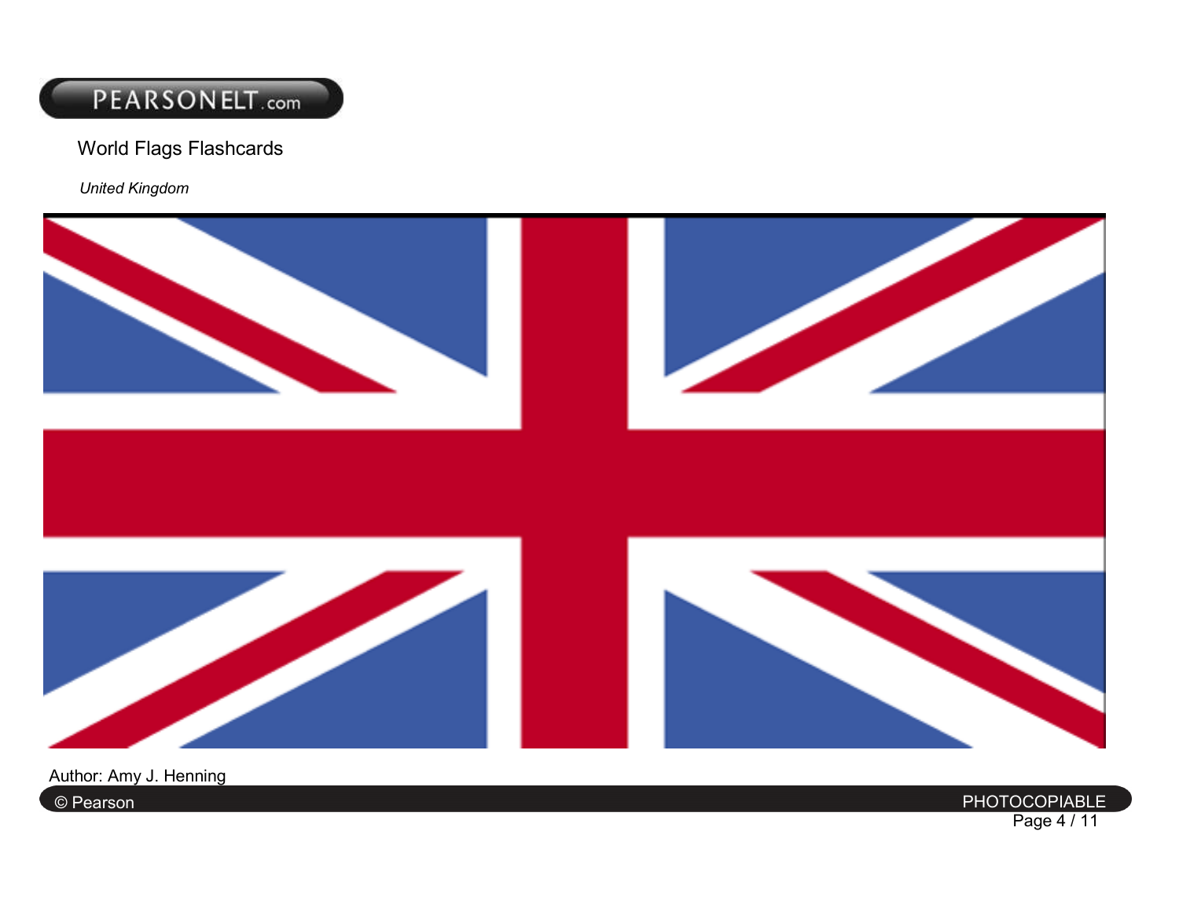World Flags Flashcards

*United Kingdom*

Author: Amy J. Henning

© Pearson

PHOTOCOPIABLE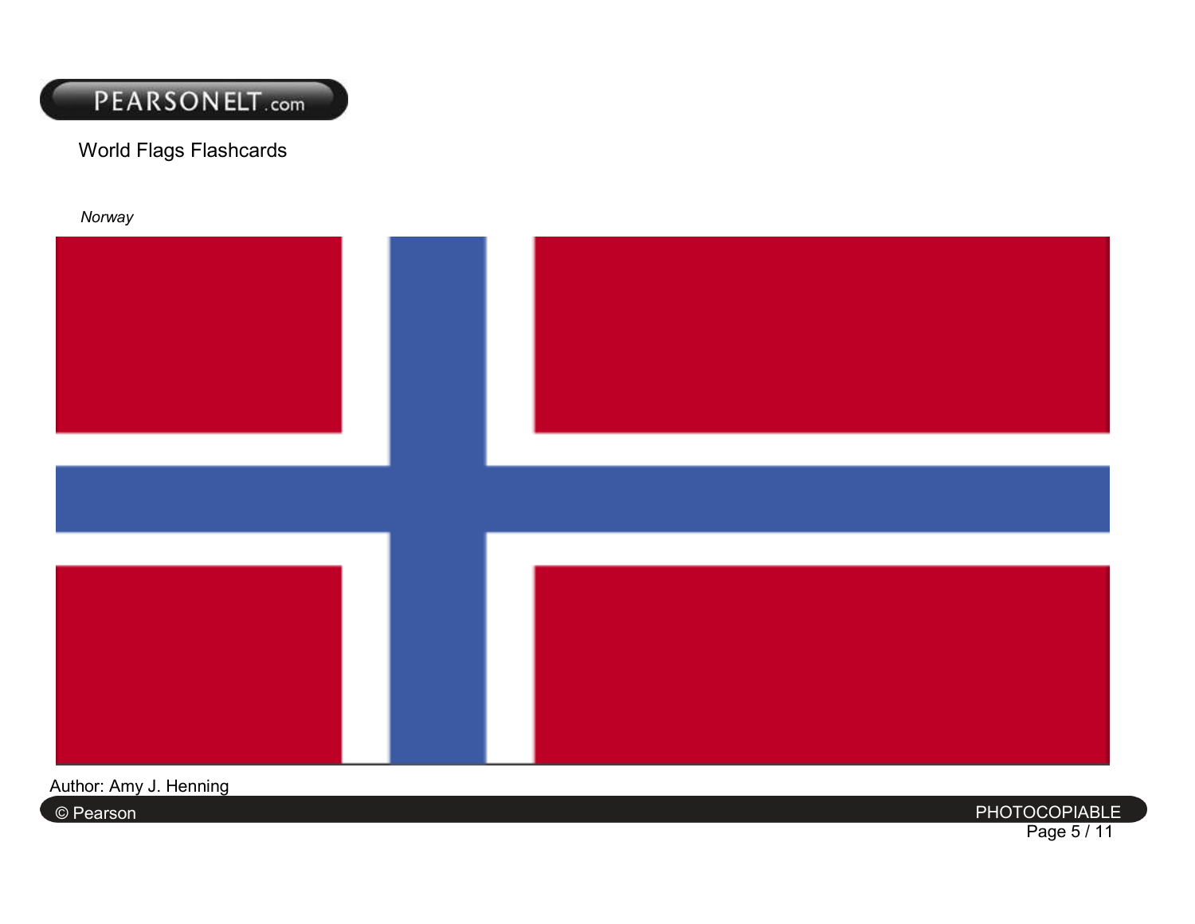World Flags Flashcards

*Norway*

Author: Amy J. Henning

© Pearson

PHOTOCOPIABLE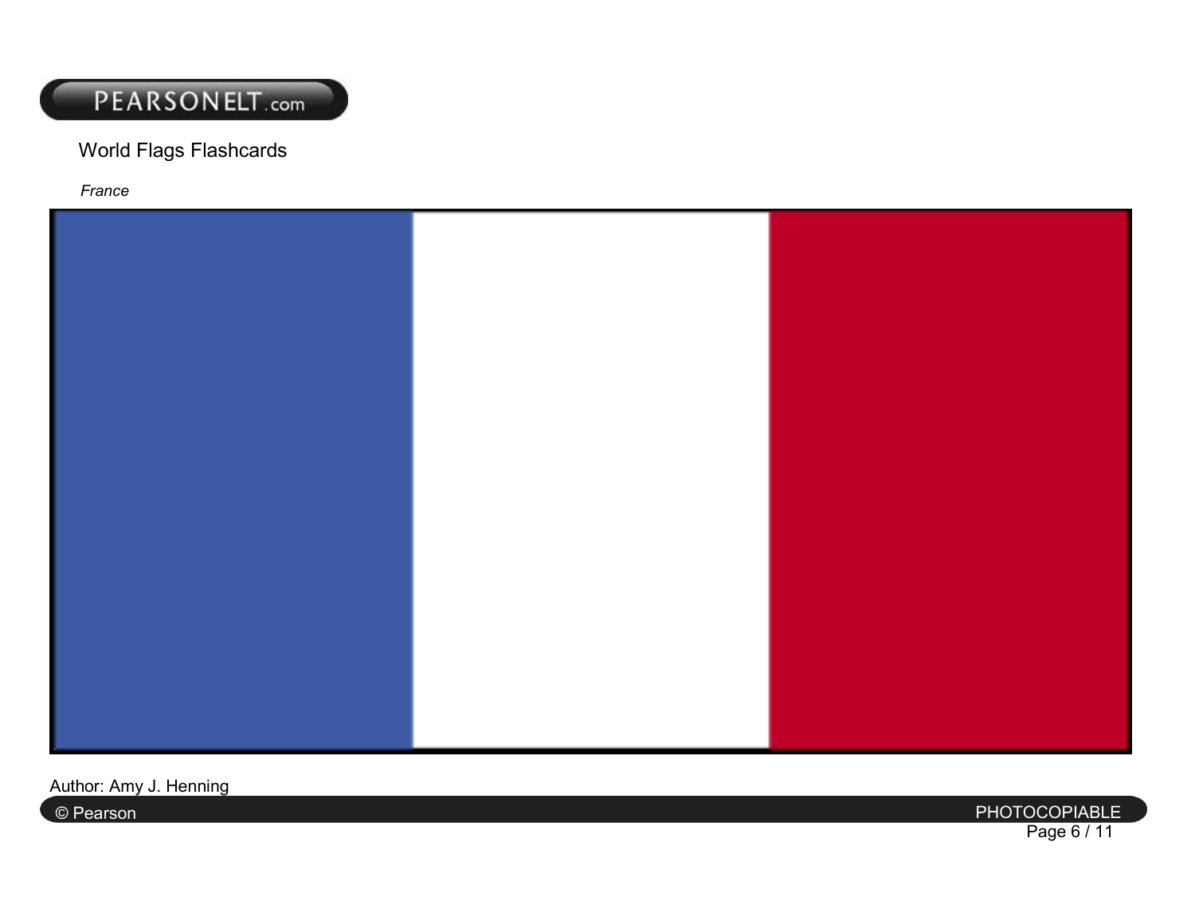World Flags Flashcards

*France*

Author: Amy J. Henning

© Pearson

PHOTOCOPIABLE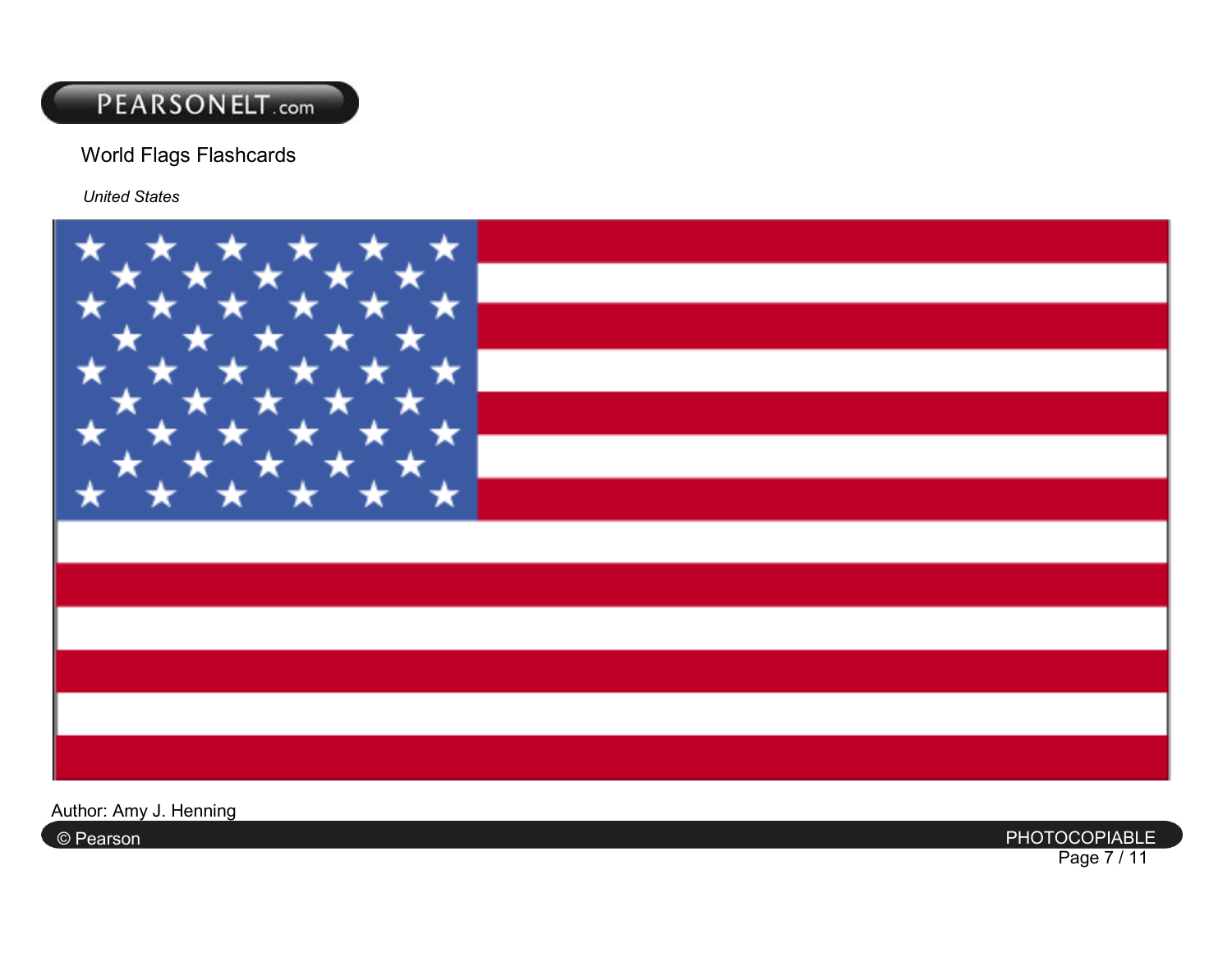World Flags Flashcards

*United States*

Author: Amy J. Henning

© Pearson

PHOTOCOPIABLE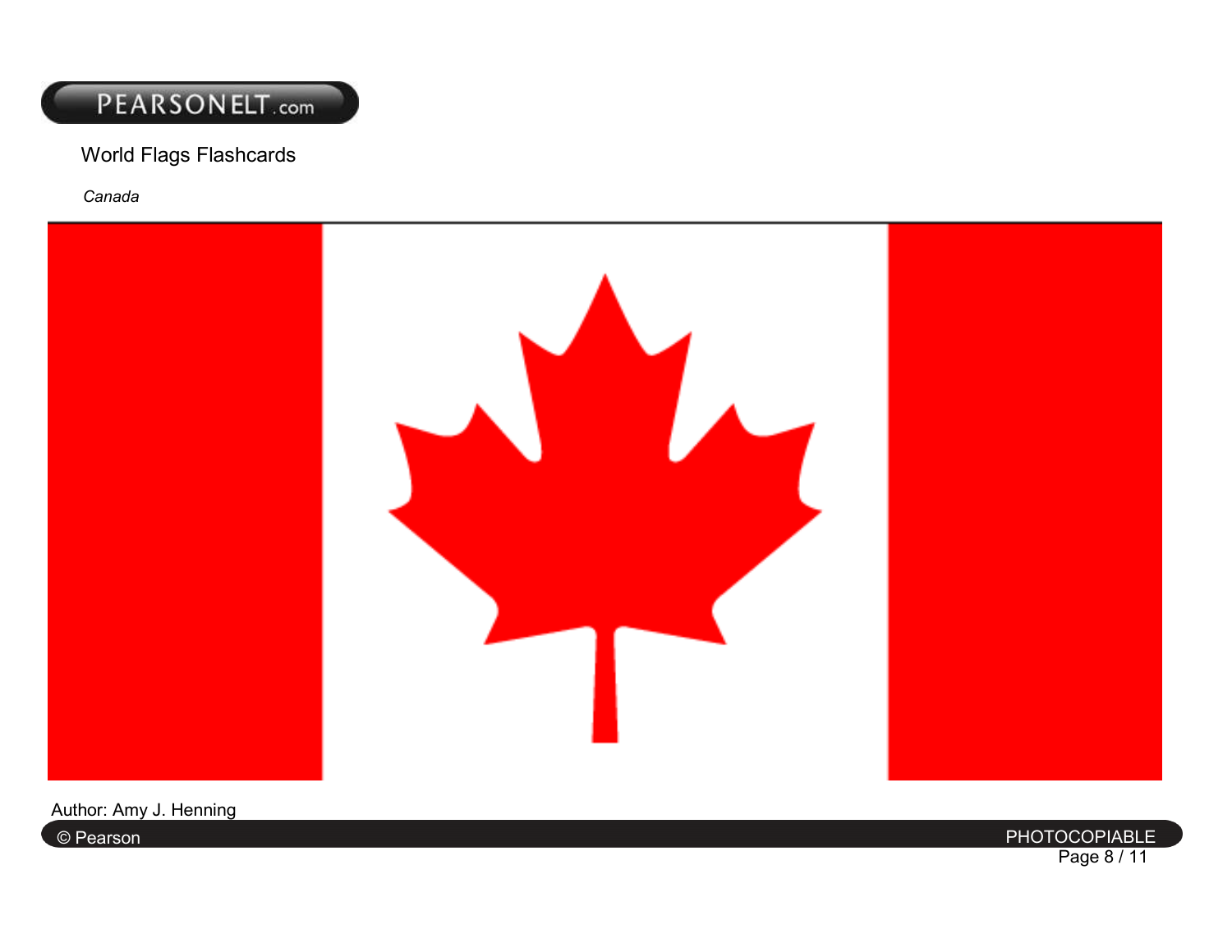World Flags Flashcards

*Canada*

Author: Amy J. Henning

© Pearson

PHOTOCOPIABLE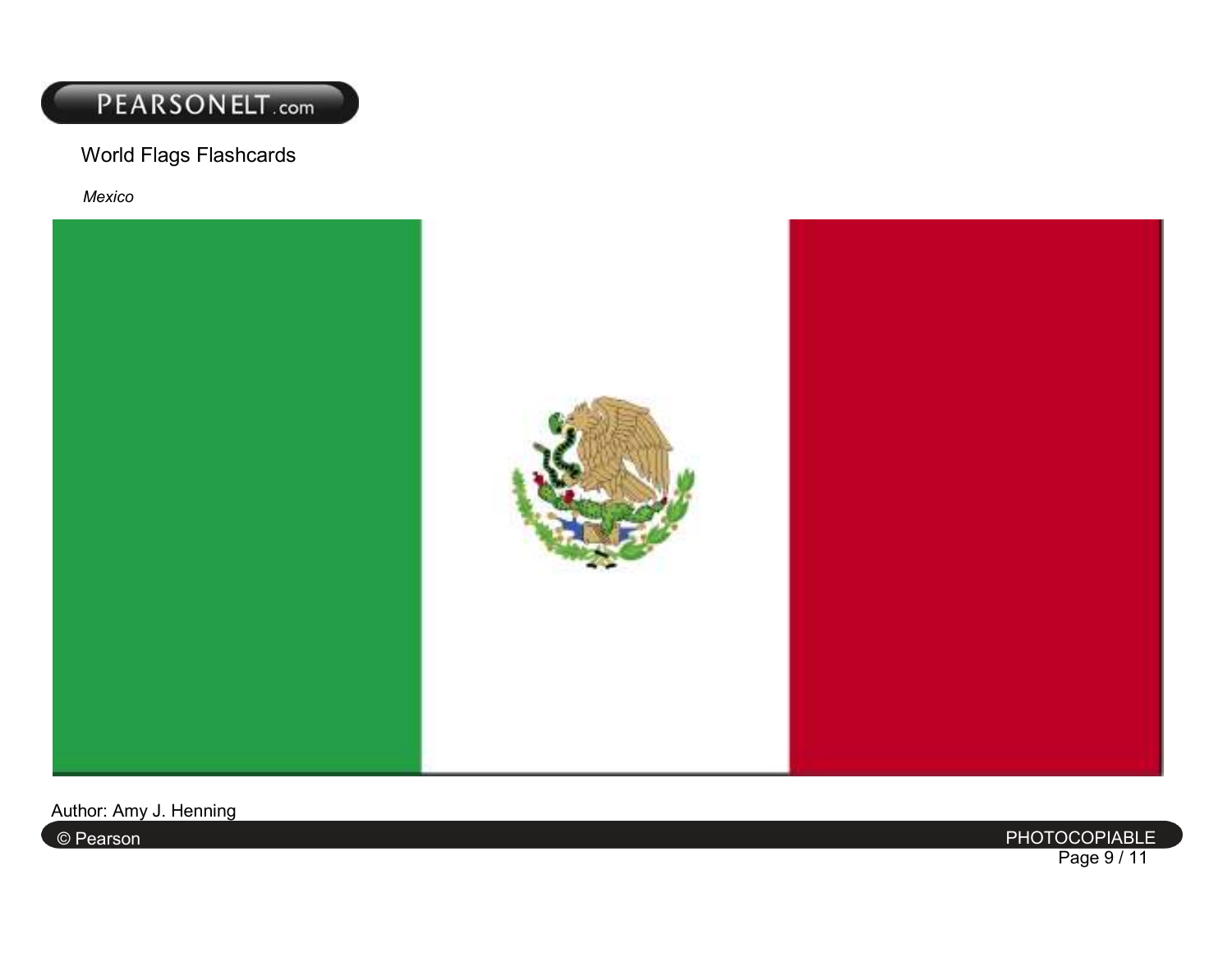World Flags Flashcards

*Mexico*

Author: Amy J. Henning

© Pearson

PHOTOCOPIABLE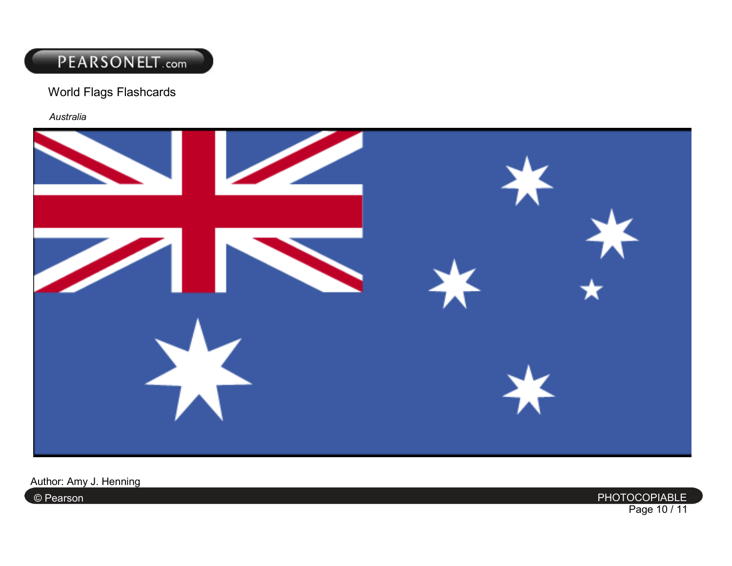World Flags Flashcards

*Australia*

Author: Amy J. Henning

© Pearson

PHOTOCOPIABLE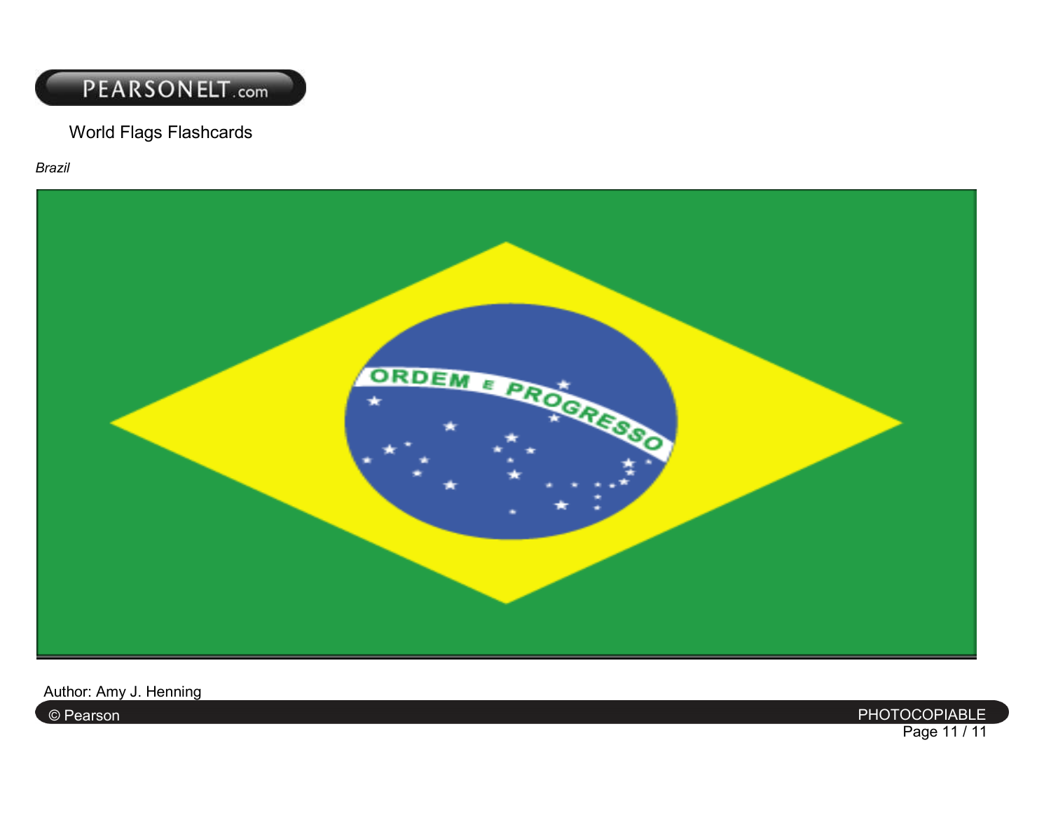World Flags Flashcards

*Brazil*

Author: Amy J. Henning